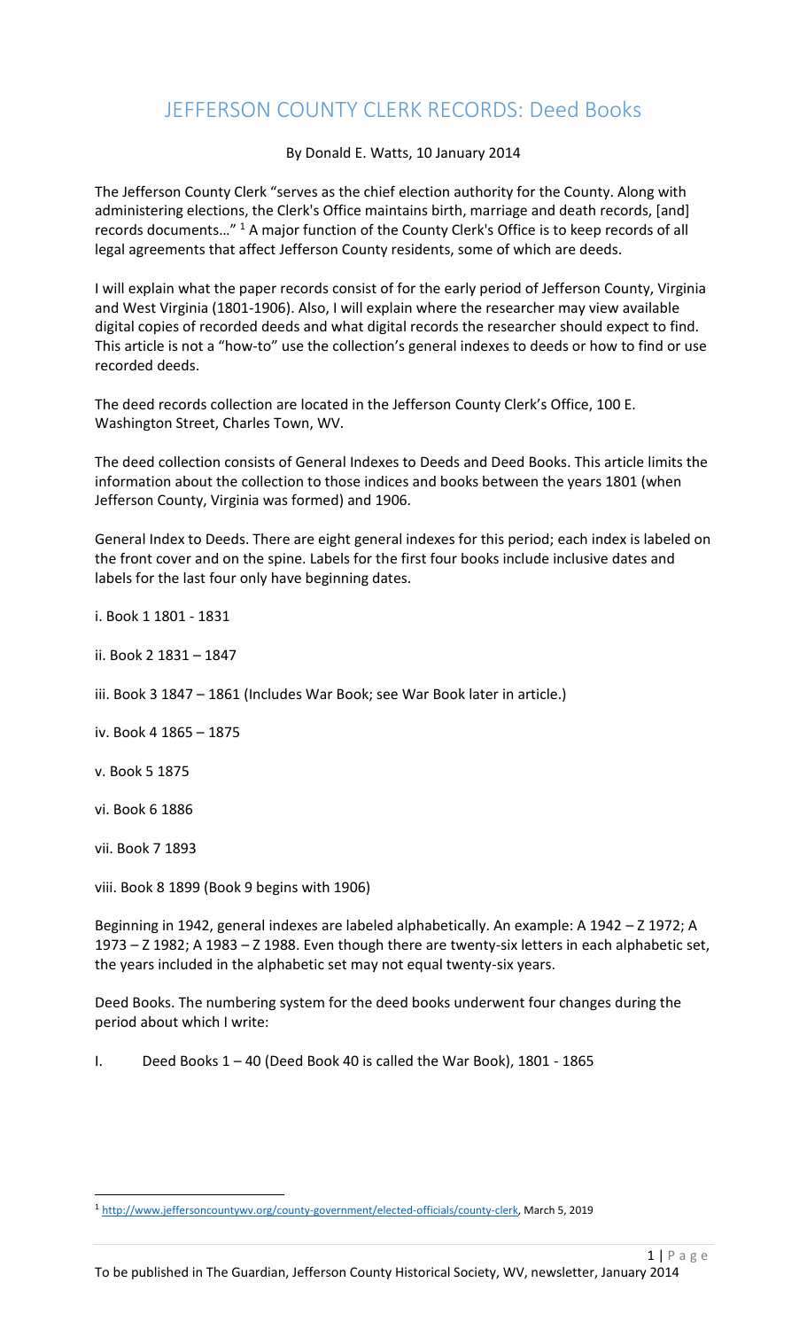# JEFFERSON COUNTY CLERK RECORDS: Deed Books

By Donald E. Watts, 10 January 2014

The Jefferson County Clerk "serves as the chief election authority for the County. Along with administering elections, the Clerk's Office maintains birth, marriage and death records, [and] records documents…" [1] A major function of the County Clerk's Office is to keep records of all legal agreements that affect Jefferson County residents, some of which are deeds.

I will explain what the paper records consist of for the early period of Jefferson County, Virginia and West Virginia (1801-1906). Also, I will explain where the researcher may view available digital copies of recorded deeds and what digital records the researcher should expect to find. This article is not a "how-to" use the collection's general indexes to deeds or how to find or use recorded deeds.

The deed records collection are located in the Jefferson County Clerk's Office, 100 E. Washington Street, Charles Town, WV.

The deed collection consists of General Indexes to Deeds and Deed Books. This article limits the information about the collection to those indices and books between the years 1801 (when Jefferson County, Virginia was formed) and 1906.

General Index to Deeds. There are eight general indexes for this period; each index is labeled on the front cover and on the spine. Labels for the first four books include inclusive dates and labels for the last four only have beginning dates.

i. Book 1 1801 - 1831

ii. Book 2 1831 – 1847

iii. Book 3 1847 – 1861 (Includes War Book; see War Book later in article.)

iv. Book 4 1865 – 1875

v. Book 5 1875

vi. Book 6 1886

vii. Book 7 1893

viii. Book 8 1899 (Book 9 begins with 1906)

Beginning in 1942, general indexes are labeled alphabetically. An example: A 1942 – Z 1972; A 1973 – Z 1982; A 1983 – Z 1988. Even though there are twenty-six letters in each alphabetic set, the years included in the alphabetic set may not equal twenty-six years.

Deed Books. The numbering system for the deed books underwent four changes during the period about which I write:

I. Deed Books 1 – 40 (Deed Book 40 is called the War Book), 1801 - 1865

[1] http://www.jeffersoncountywv.org/county-government/elected-officials/county-clerk, March 5, 2019

To be published in The Guardian, Jefferson County Historical Society, WV, newsletter, January 2014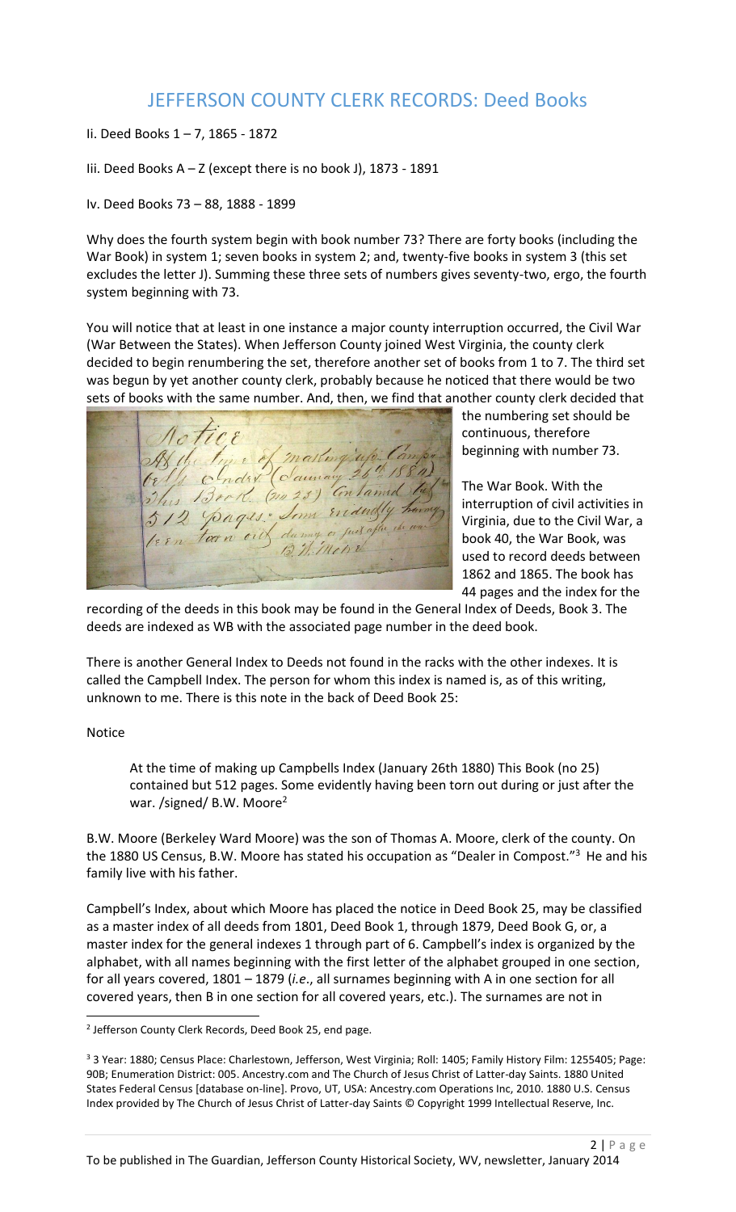## JEFFERSON COUNTY CLERK RECORDS: Deed Books

Ii. Deed Books 1 – 7, 1865 - 1872

Iii. Deed Books A – Z (except there is no book J), 1873 - 1891

Iv. Deed Books 73 – 88, 1888 - 1899

Why does the fourth system begin with book number 73? There are forty books (including the War Book) in system 1; seven books in system 2; and, twenty-five books in system 3 (this set excludes the letter J). Summing these three sets of numbers gives seventy-two, ergo, the fourth system beginning with 73.

You will notice that at least in one instance a major county interruption occurred, the Civil War (War Between the States). When Jefferson County joined West Virginia, the county clerk decided to begin renumbering the set, therefore another set of books from 1 to 7. The third set was begun by yet another county clerk, probably because he noticed that there would be two sets of books with the same number. And, then, we find that another county clerk decided that the numbering set should be continuous, therefore beginning with number 73.

The War Book. With the interruption of civil activities in Virginia, due to the Civil War, a book 40, the War Book, was used to record deeds between 1862 and 1865. The book has 44 pages and the index for the recording of the deeds in this book may be found in the General Index of Deeds, Book 3. The deeds are indexed as WB with the associated page number in the deed book.

There is another General Index to Deeds not found in the racks with the other indexes. It is called the Campbell Index. The person for whom this index is named is, as of this writing, unknown to me. There is this note in the back of Deed Book 25:

Notice

> At the time of making up Campbells Index (January 26th 1880) This Book (no 25) contained but 512 pages. Some evidently having been torn out during or just after the war. /signed/ B.W. Moore[2]

B.W. Moore (Berkeley Ward Moore) was the son of Thomas A. Moore, clerk of the county. On the 1880 US Census, B.W. Moore has stated his occupation as "Dealer in Compost."[3] He and his family live with his father.

Campbell's Index, about which Moore has placed the notice in Deed Book 25, may be classified as a master index of all deeds from 1801, Deed Book 1, through 1879, Deed Book G, or, a master index for the general indexes 1 through part of 6. Campbell's index is organized by the alphabet, with all names beginning with the first letter of the alphabet grouped in one section, for all years covered, 1801 – 1879 (*i.e.*, all surnames beginning with A in one section for all covered years, then B in one section for all covered years, etc.). The surnames are not in

---

[2] Jefferson County Clerk Records, Deed Book 25, end page.

[3] 3 Year: 1880; Census Place: Charlestown, Jefferson, West Virginia; Roll: 1405; Family History Film: 1255405; Page: 90B; Enumeration District: 005. Ancestry.com and The Church of Jesus Christ of Latter-day Saints. 1880 United States Federal Census [database on-line]. Provo, UT, USA: Ancestry.com Operations Inc, 2010. 1880 U.S. Census Index provided by The Church of Jesus Christ of Latter-day Saints © Copyright 1999 Intellectual Reserve, Inc.

To be published in The Guardian, Jefferson County Historical Society, WV, newsletter, January 2014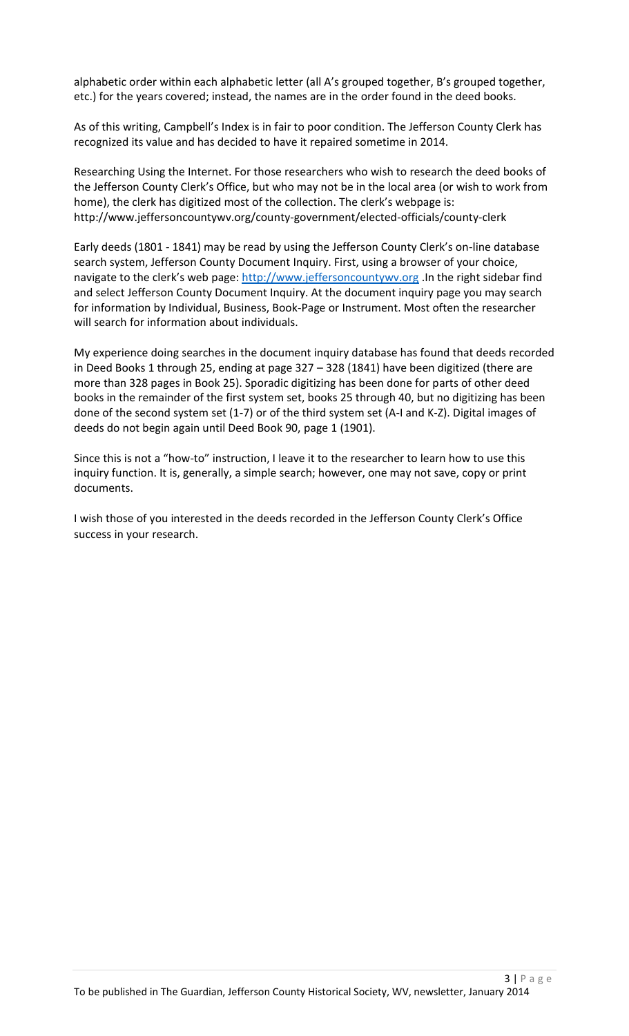alphabetic order within each alphabetic letter (all A's grouped together, B's grouped together, etc.) for the years covered; instead, the names are in the order found in the deed books.

As of this writing, Campbell's Index is in fair to poor condition. The Jefferson County Clerk has recognized its value and has decided to have it repaired sometime in 2014.

Researching Using the Internet. For those researchers who wish to research the deed books of the Jefferson County Clerk's Office, but who may not be in the local area (or wish to work from home), the clerk has digitized most of the collection. The clerk's webpage is: http://www.jeffersoncountywv.org/county-government/elected-officials/county-clerk

Early deeds (1801 - 1841) may be read by using the Jefferson County Clerk's on-line database search system, Jefferson County Document Inquiry. First, using a browser of your choice, navigate to the clerk's web page: [http://www.jeffersoncountywv.org](http://www.jeffersoncountywv.org) .In the right sidebar find and select Jefferson County Document Inquiry. At the document inquiry page you may search for information by Individual, Business, Book-Page or Instrument. Most often the researcher will search for information about individuals.

My experience doing searches in the document inquiry database has found that deeds recorded in Deed Books 1 through 25, ending at page 327 – 328 (1841) have been digitized (there are more than 328 pages in Book 25). Sporadic digitizing has been done for parts of other deed books in the remainder of the first system set, books 25 through 40, but no digitizing has been done of the second system set (1-7) or of the third system set (A-I and K-Z). Digital images of deeds do not begin again until Deed Book 90, page 1 (1901).

Since this is not a "how-to" instruction, I leave it to the researcher to learn how to use this inquiry function. It is, generally, a simple search; however, one may not save, copy or print documents.

I wish those of you interested in the deeds recorded in the Jefferson County Clerk's Office success in your research.